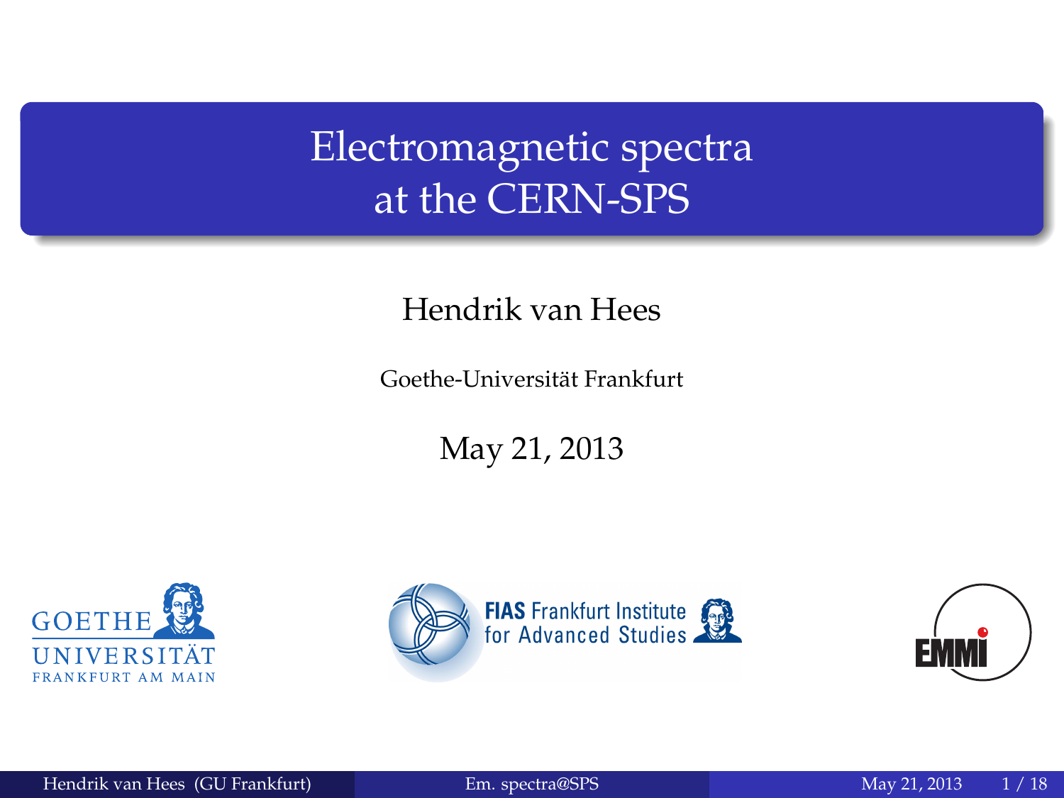# Electromagnetic spectra at the CERN-SPS

Hendrik van Hees

Goethe-Universität Frankfurt

May 21, 2013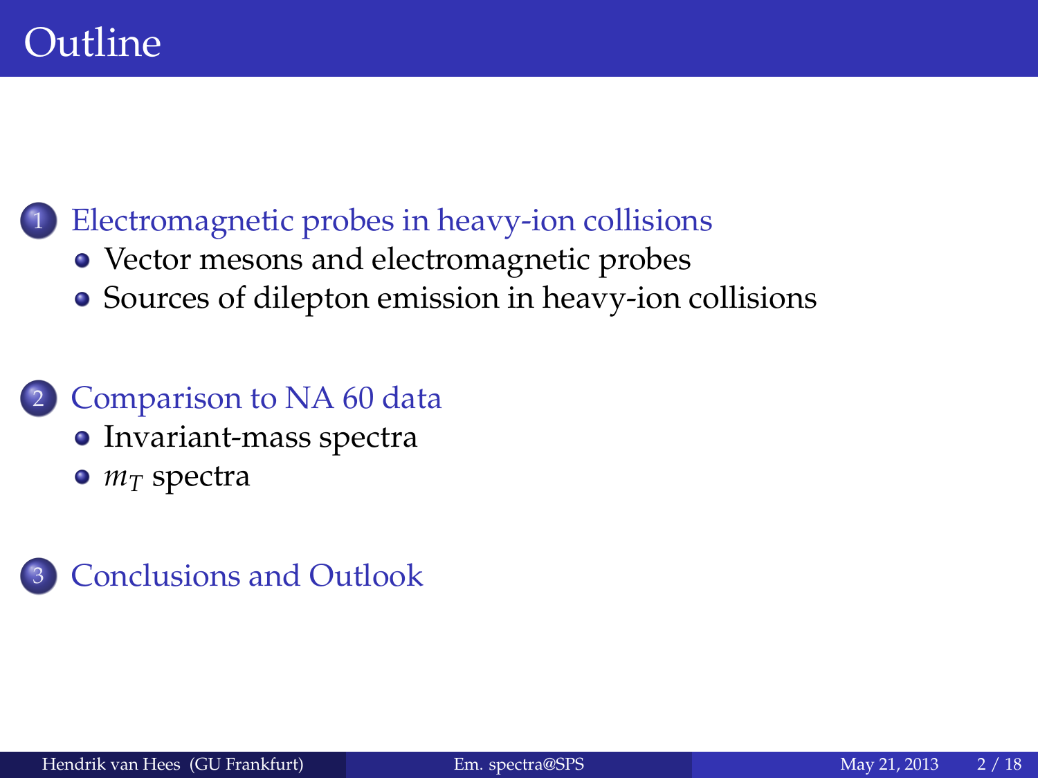# Outline

1. Electromagnetic probes in heavy-ion collisions
   - Vector mesons and electromagnetic probes
   - Sources of dilepton emission in heavy-ion collisions
2. Comparison to NA 60 data
   - Invariant-mass spectra
   - $m_T$ spectra
3. Conclusions and Outlook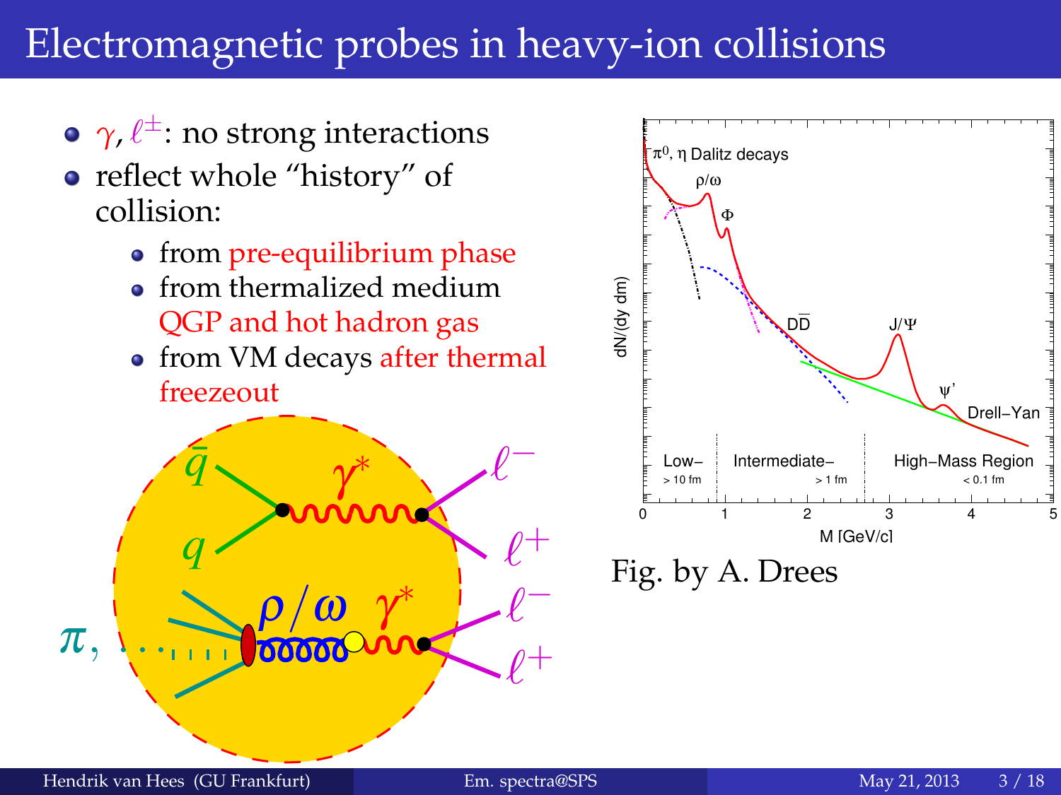# Electromagnetic probes in heavy-ion collisions

- $\gamma$, $\ell^{\pm}$: no strong interactions
- reflect whole "history" of collision:
  - from pre-equilibrium phase
  - from thermalized medium QGP and hot hadron gas
  - from VM decays after thermal freezeout

Fig. by A. Drees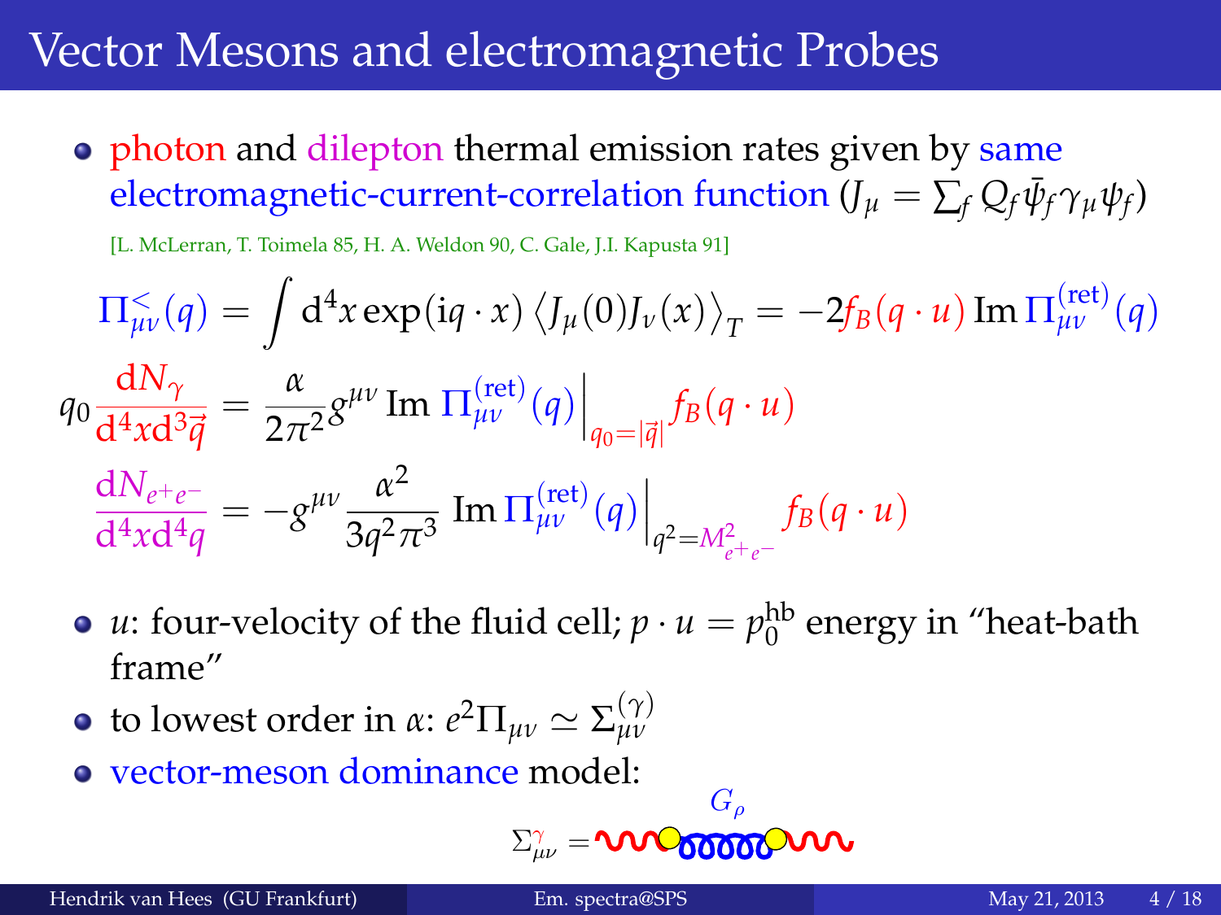# Vector Mesons and electromagnetic Probes

- photon and dilepton thermal emission rates given by same electromagnetic-current-correlation function ($J_\mu = \sum_f Q_f \bar{\psi}_f \gamma_\mu \psi_f$)

  [L. McLerran, T. Toimela 85, H. A. Weldon 90, C. Gale, J.I. Kapusta 91]

$$\Pi^{<}_{\mu\nu}(q) = \int \mathrm{d}^4 x \exp(\mathrm{i} q \cdot x) \left\langle J_\mu(0) J_\nu(x) \right\rangle_T = -2 f_B(q \cdot u) \, \mathrm{Im}\, \Pi^{(\text{ret})}_{\mu\nu}(q)$$

$$q_0 \frac{\mathrm{d}N_\gamma}{\mathrm{d}^4 x \mathrm{d}^3 \vec{q}} = \frac{\alpha}{2\pi^2} g^{\mu\nu} \, \mathrm{Im}\, \Pi^{(\text{ret})}_{\mu\nu}(q) \Big|_{q_0 = |\vec{q}|} f_B(q \cdot u)$$

$$\frac{\mathrm{d}N_{e^+e^-}}{\mathrm{d}^4 x \mathrm{d}^4 q} = -g^{\mu\nu} \frac{\alpha^2}{3 q^2 \pi^3} \, \mathrm{Im}\, \Pi^{(\text{ret})}_{\mu\nu}(q) \Big|_{q^2 = M^2_{e^+e^-}} f_B(q \cdot u)$$

- $u$: four-velocity of the fluid cell; $p \cdot u = p_0^{\text{hb}}$ energy in "heat-bath frame"
- to lowest order in $\alpha$: $e^2 \Pi_{\mu\nu} \simeq \Sigma^{(\gamma)}_{\mu\nu}$
- vector-meson dominance model:

$\Sigma^{\gamma}_{\mu\nu} =$ [diagram with coupling $G_\rho$]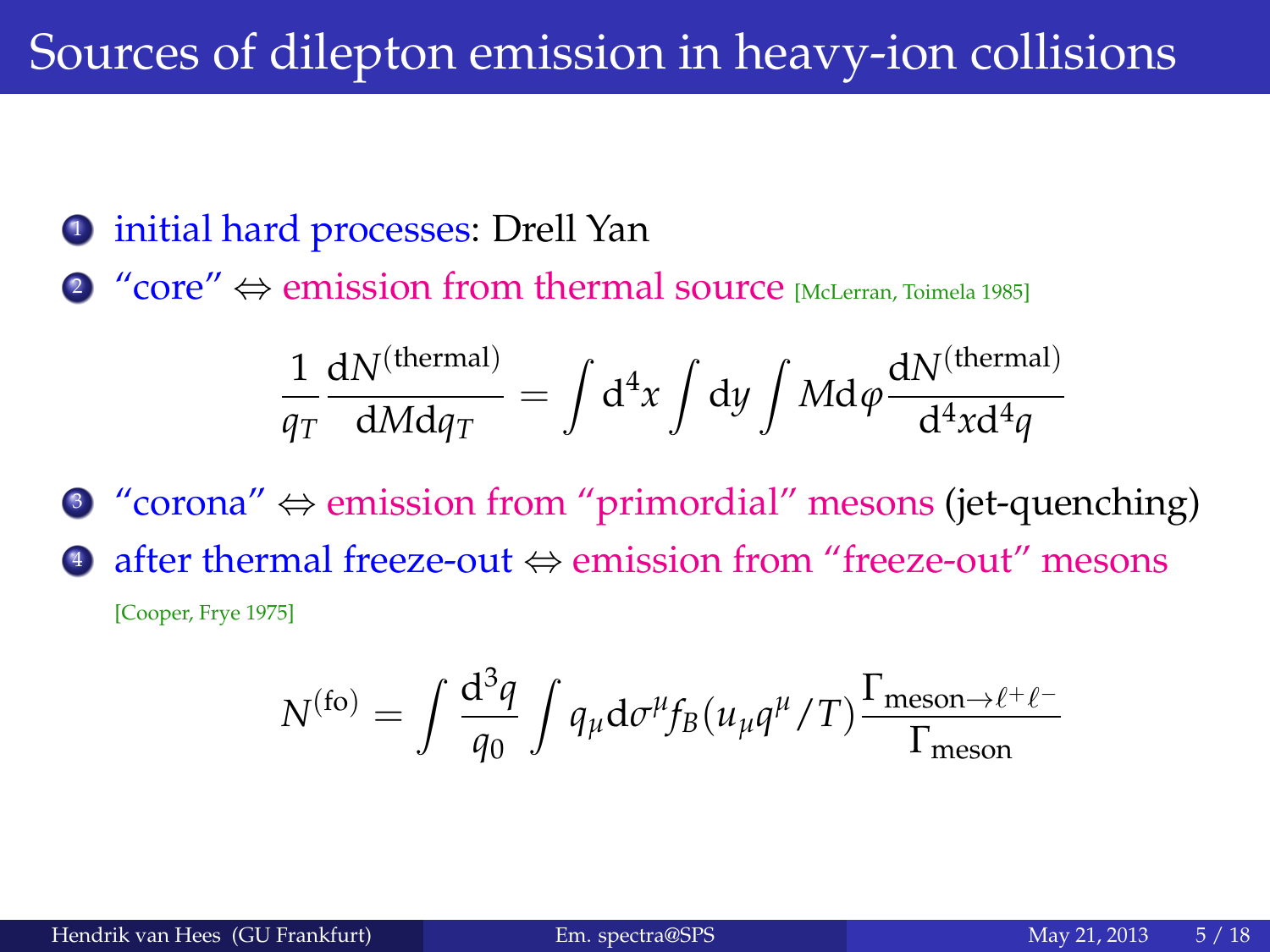# Sources of dilepton emission in heavy-ion collisions

1. initial hard processes: Drell Yan
2. "core" ⇔ emission from thermal source [McLerran, Toimela 1985]

$$\frac{1}{q_T}\frac{\mathrm{d}N^{(\text{thermal})}}{\mathrm{d}M\mathrm{d}q_T} = \int \mathrm{d}^4 x \int \mathrm{d}y \int M \mathrm{d}\varphi \frac{\mathrm{d}N^{(\text{thermal})}}{\mathrm{d}^4 x \mathrm{d}^4 q}$$

3. "corona" ⇔ emission from "primordial" mesons (jet-quenching)
4. after thermal freeze-out ⇔ emission from "freeze-out" mesons [Cooper, Frye 1975]

$$N^{(\text{fo})} = \int \frac{\mathrm{d}^3 q}{q_0} \int q_\mu \mathrm{d}\sigma^\mu f_B(u_\mu q^\mu / T) \frac{\Gamma_{\text{meson}\to\ell^+\ell^-}}{\Gamma_{\text{meson}}}$$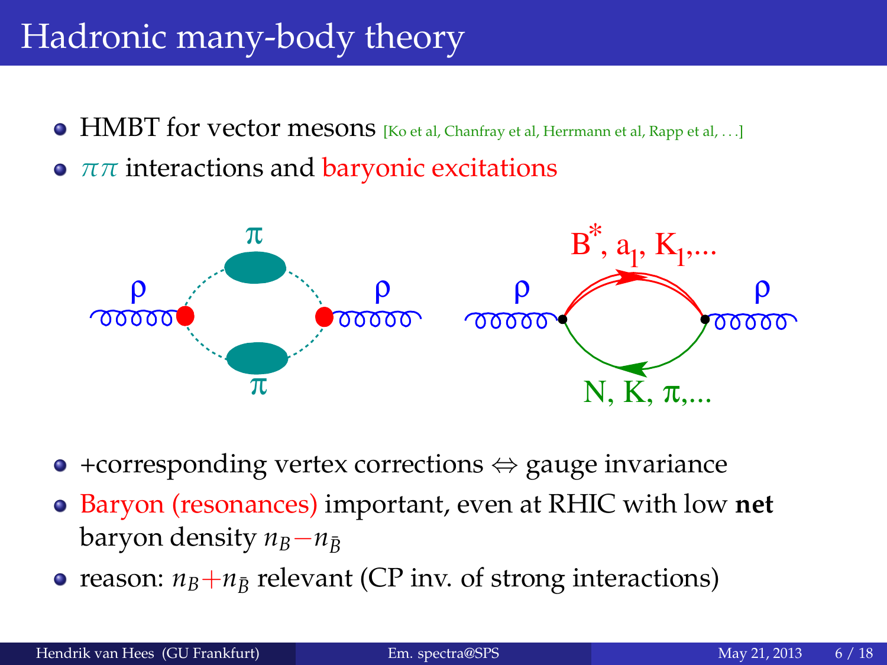# Hadronic many-body theory

- HMBT for vector mesons [Ko et al, Chanfray et al, Herrmann et al, Rapp et al, ...]
- $\pi\pi$ interactions and baryonic excitations

- +corresponding vertex corrections $\Leftrightarrow$ gauge invariance
- Baryon (resonances) important, even at RHIC with low **net** baryon density $n_B - n_{\bar{B}}$
- reason: $n_B + n_{\bar{B}}$ relevant (CP inv. of strong interactions)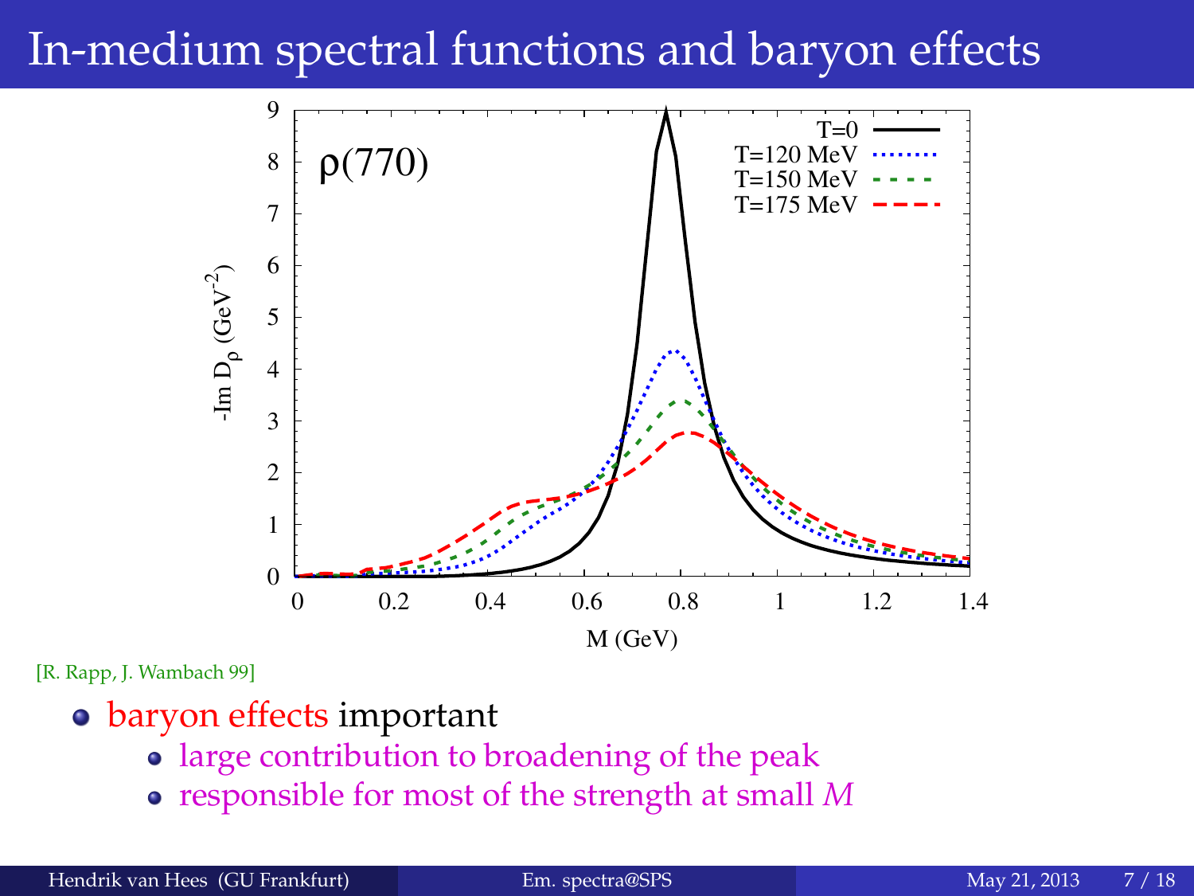# In-medium spectral functions and baryon effects

[R. Rapp, J. Wambach 99]

- baryon effects important
  - large contribution to broadening of the peak
  - responsible for most of the strength at small $M$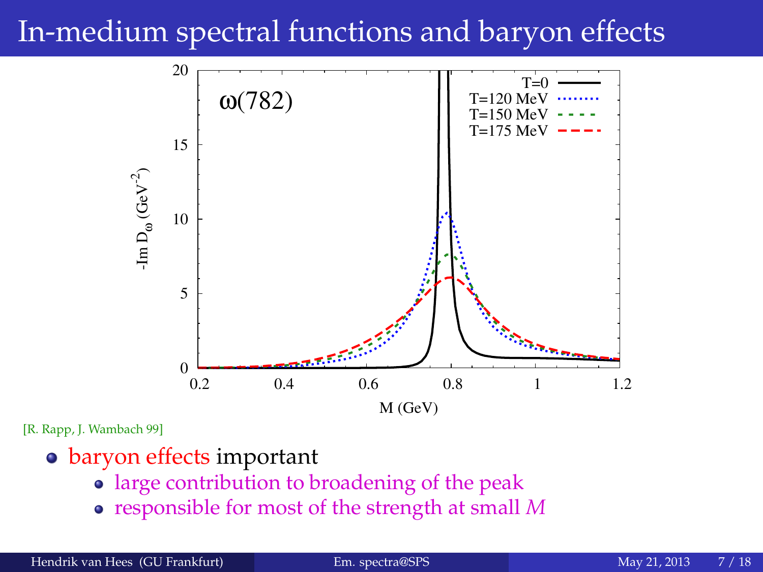# In-medium spectral functions and baryon effects

[R. Rapp, J. Wambach 99]

- baryon effects important
  - large contribution to broadening of the peak
  - responsible for most of the strength at small $M$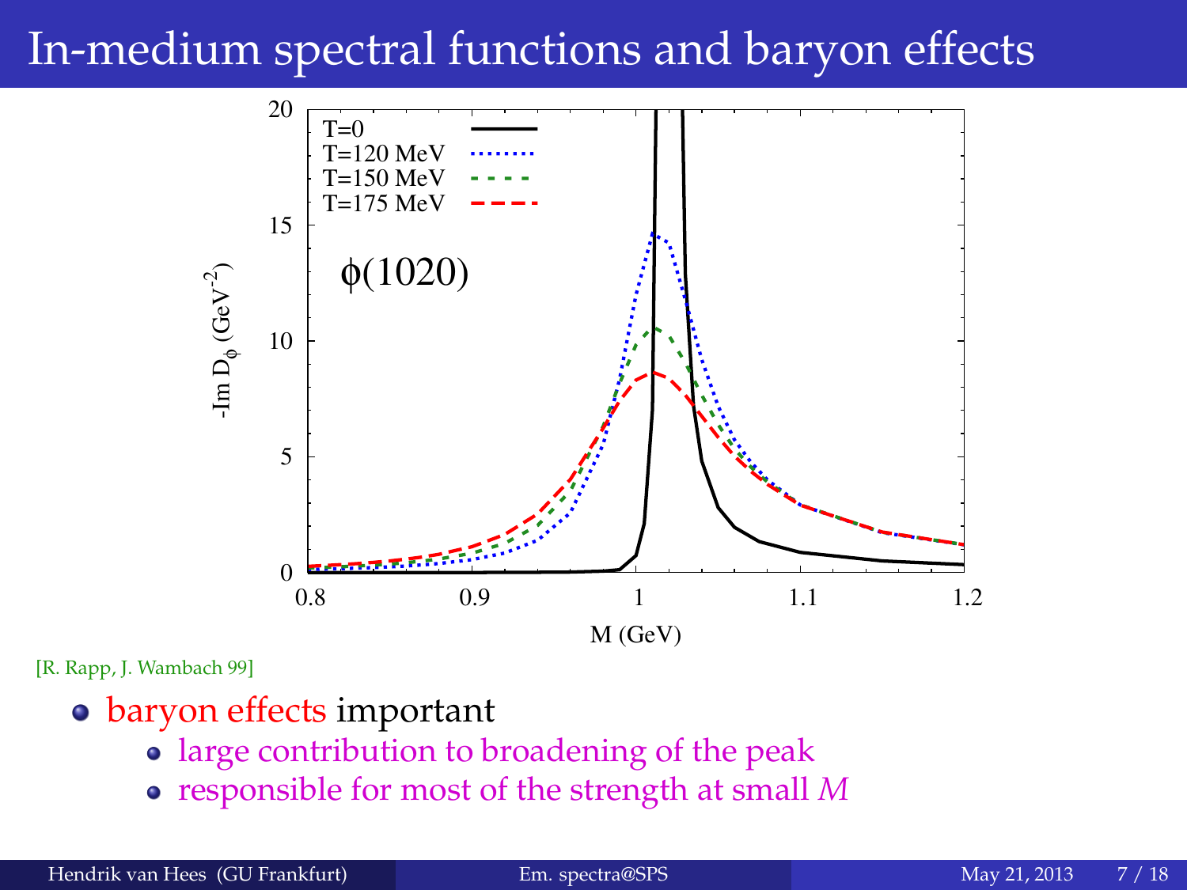# In-medium spectral functions and baryon effects

[R. Rapp, J. Wambach 99]

- baryon effects important
  - large contribution to broadening of the peak
  - responsible for most of the strength at small $M$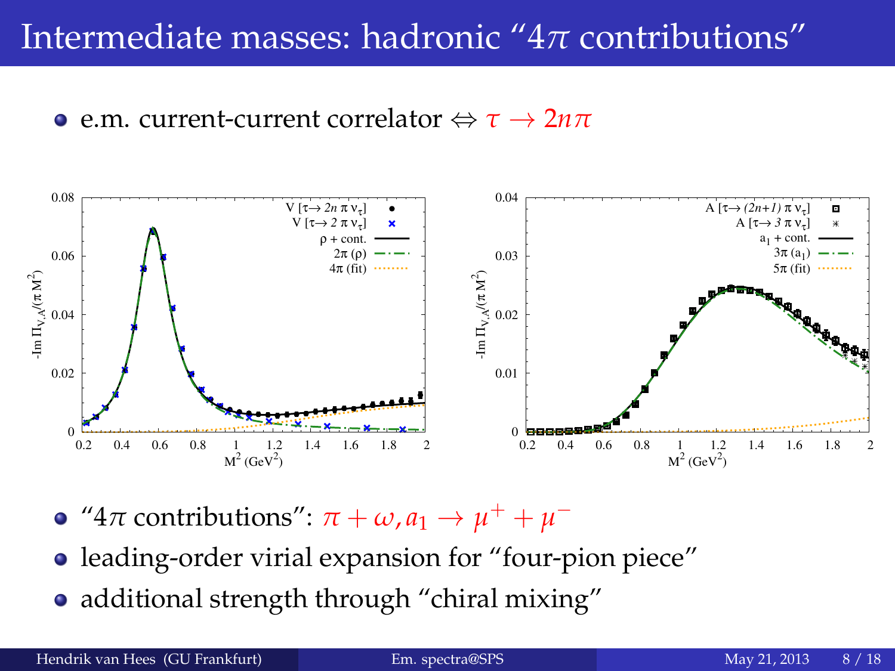# Intermediate masses: hadronic "$4\pi$ contributions"

- e.m. current-current correlator $\Leftrightarrow$ $\tau \rightarrow 2n\pi$

- "$4\pi$ contributions": $\pi + \omega, a_1 \rightarrow \mu^+ + \mu^-$
- leading-order virial expansion for "four-pion piece"
- additional strength through "chiral mixing"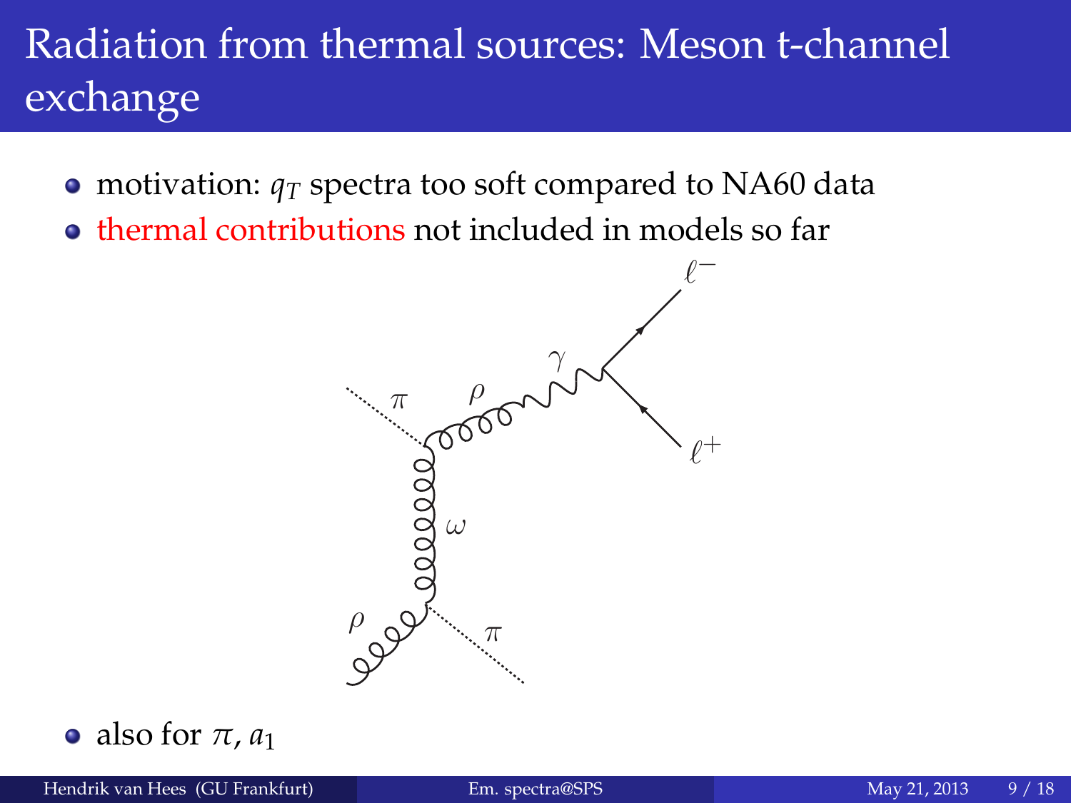# Radiation from thermal sources: Meson t-channel exchange

- motivation: $q_T$ spectra too soft compared to NA60 data
- thermal contributions not included in models so far

- also for $\pi$, $a_1$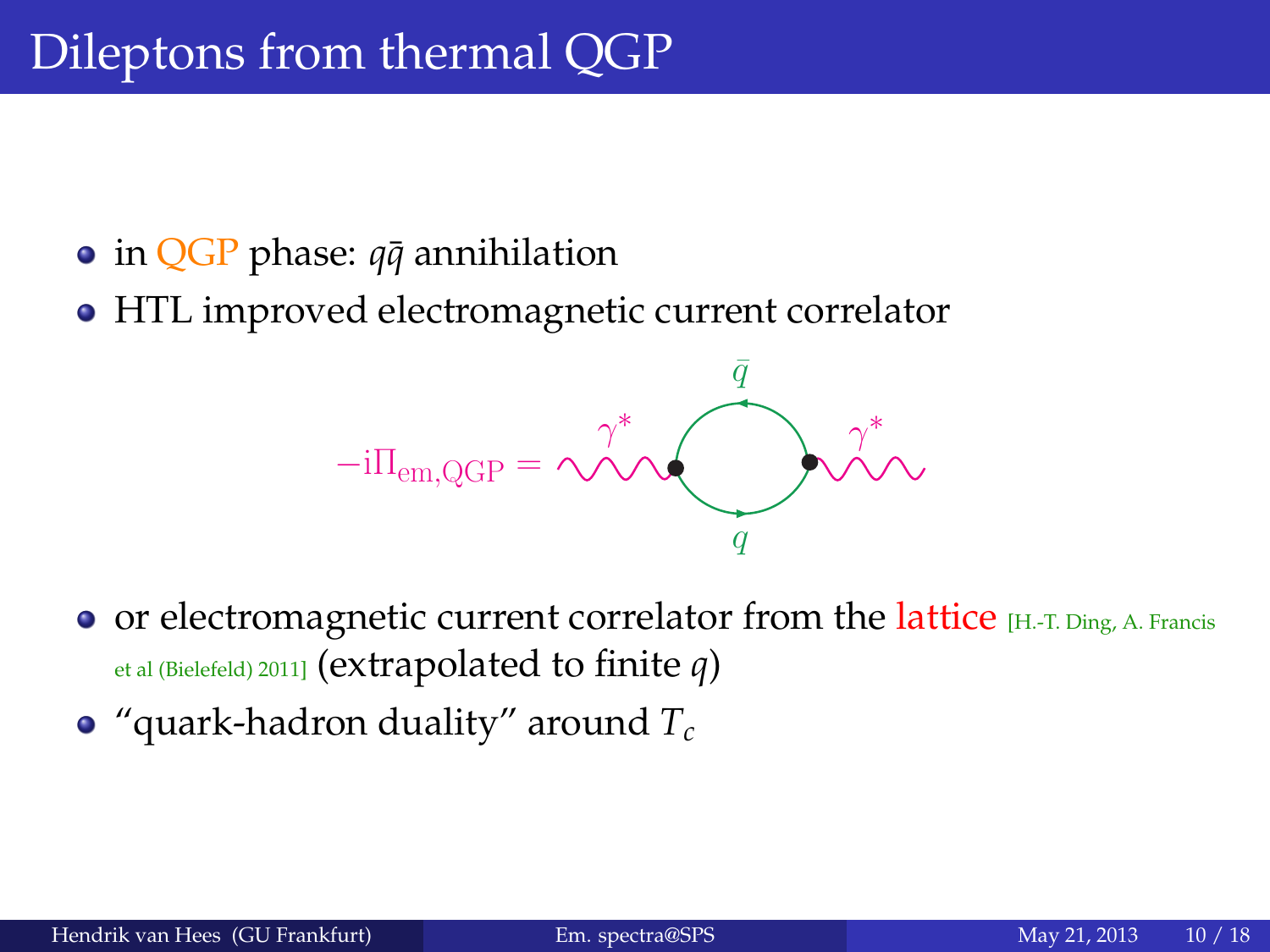# Dileptons from thermal QGP

- in QGP phase: $q\bar{q}$ annihilation
- HTL improved electromagnetic current correlator

$$-\mathrm{i}\Pi_{\mathrm{em,QGP}} =$$

- or electromagnetic current correlator from the lattice [H.-T. Ding, A. Francis et al (Bielefeld) 2011] (extrapolated to finite $q$)
- "quark-hadron duality" around $T_c$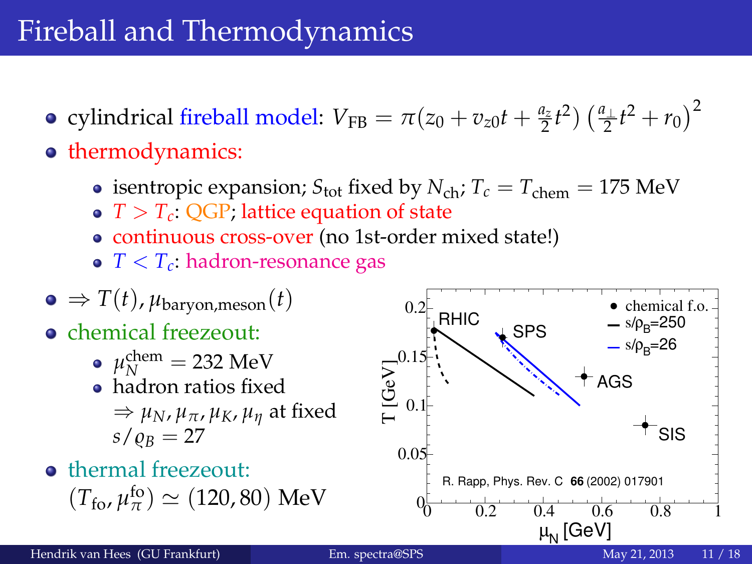# Fireball and Thermodynamics

- cylindrical fireball model: $V_{\text{FB}} = \pi(z_0 + v_{z0}t + \frac{a_z}{2}t^2)\left(\frac{a_\perp}{2}t^2 + r_0\right)^2$
- thermodynamics:
  - isentropic expansion; $S_{\text{tot}}$ fixed by $N_{\text{ch}}$; $T_c = T_{\text{chem}} = 175$ MeV
  - $T > T_c$: QGP; lattice equation of state
  - continuous cross-over (no 1st-order mixed state!)
  - $T < T_c$: hadron-resonance gas
- $\Rightarrow T(t), \mu_{\text{baryon,meson}}(t)$
- chemical freezeout:
  - $\mu_N^{\text{chem}} = 232$ MeV
  - hadron ratios fixed $\Rightarrow \mu_N, \mu_\pi, \mu_K, \mu_\eta$ at fixed $s/\varrho_B = 27$
- thermal freezeout: $(T_{\text{fo}}, \mu_\pi^{\text{fo}}) \simeq (120, 80)$ MeV

R. Rapp, Phys. Rev. C **66** (2002) 017901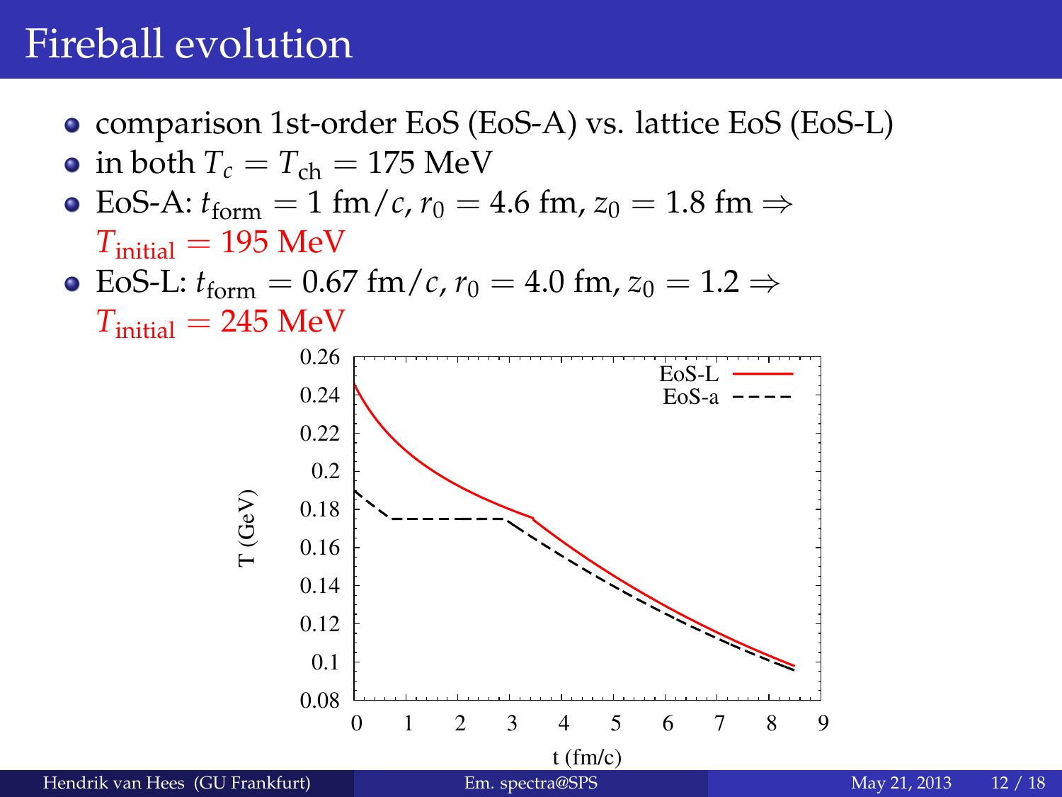# Fireball evolution

- comparison 1st-order EoS (EoS-A) vs. lattice EoS (EoS-L)
- in both $T_c = T_{\text{ch}} = 175$ MeV
- EoS-A: $t_{\text{form}} = 1$ fm$/c$, $r_0 = 4.6$ fm, $z_0 = 1.8$ fm $\Rightarrow$ $T_{\text{initial}} = 195$ MeV
- EoS-L: $t_{\text{form}} = 0.67$ fm$/c$, $r_0 = 4.0$ fm, $z_0 = 1.2 \Rightarrow$ $T_{\text{initial}} = 245$ MeV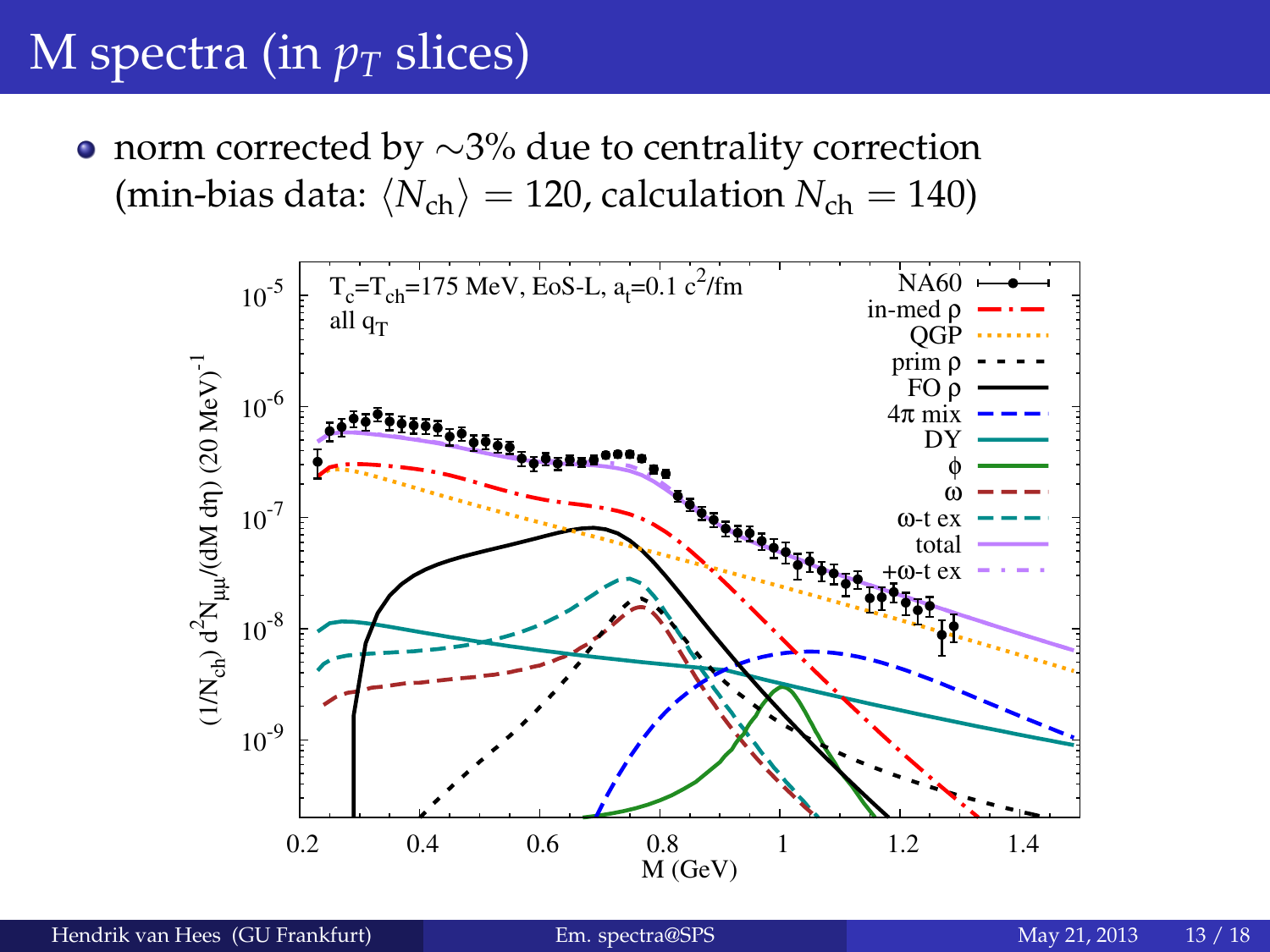# M spectra (in $p_T$ slices)

- norm corrected by $\sim$3% due to centrality correction (min-bias data: $\langle N_{\text{ch}} \rangle = 120$, calculation $N_{\text{ch}} = 140$)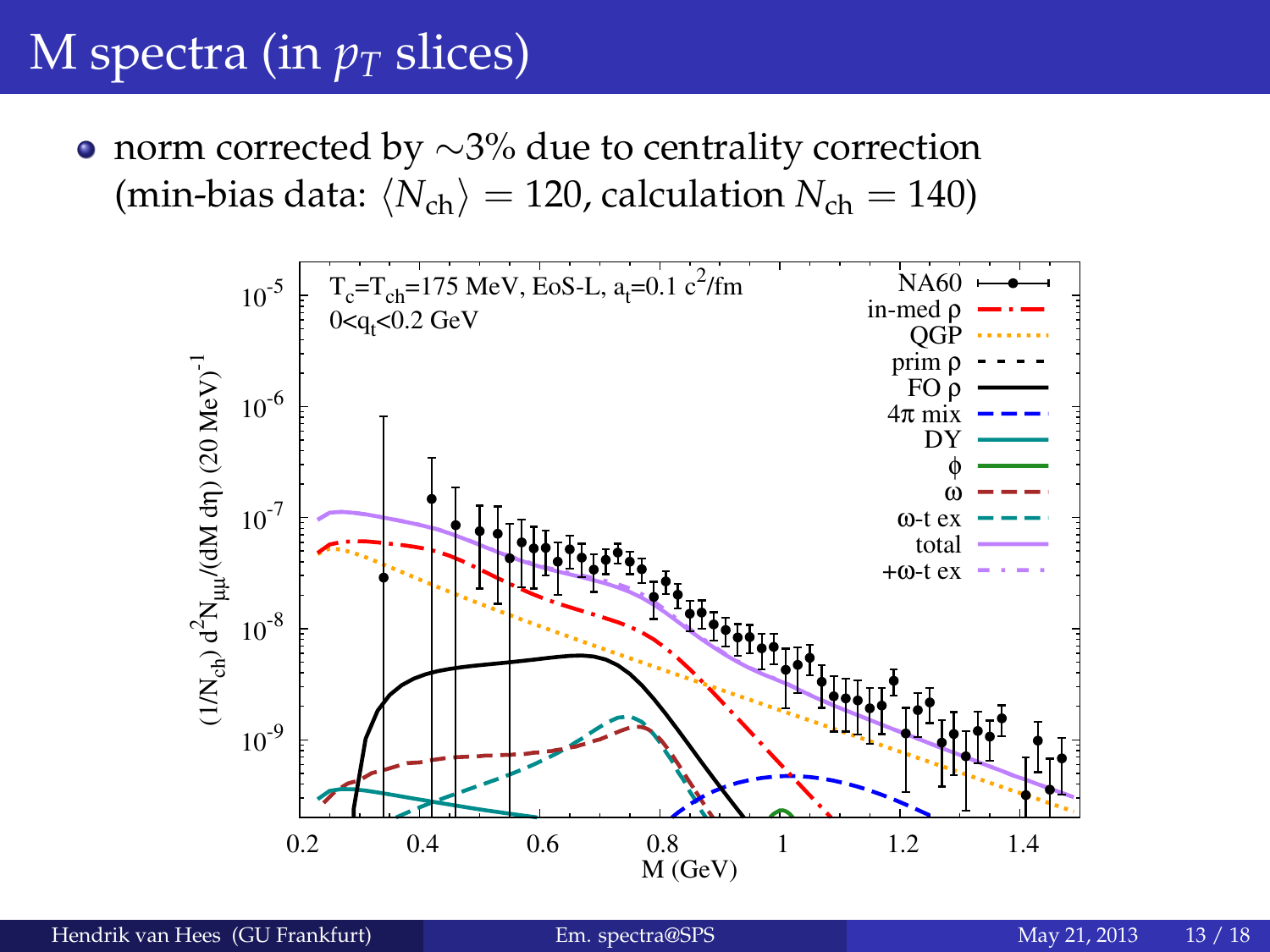# M spectra (in $p_T$ slices)

- norm corrected by $\sim$3% due to centrality correction (min-bias data: $\langle N_{\text{ch}} \rangle = 120$, calculation $N_{\text{ch}} = 140$)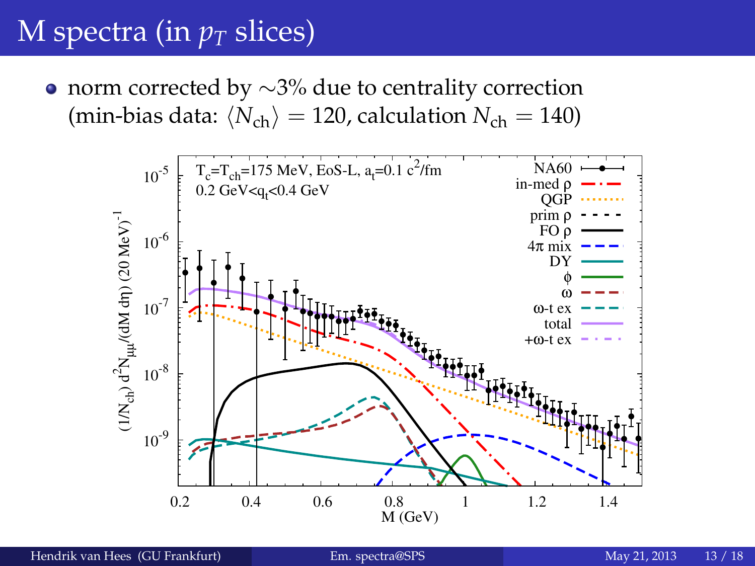# M spectra (in $p_T$ slices)

- norm corrected by $\sim$3% due to centrality correction (min-bias data: $\langle N_{\rm ch} \rangle = 120$, calculation $N_{\rm ch} = 140$)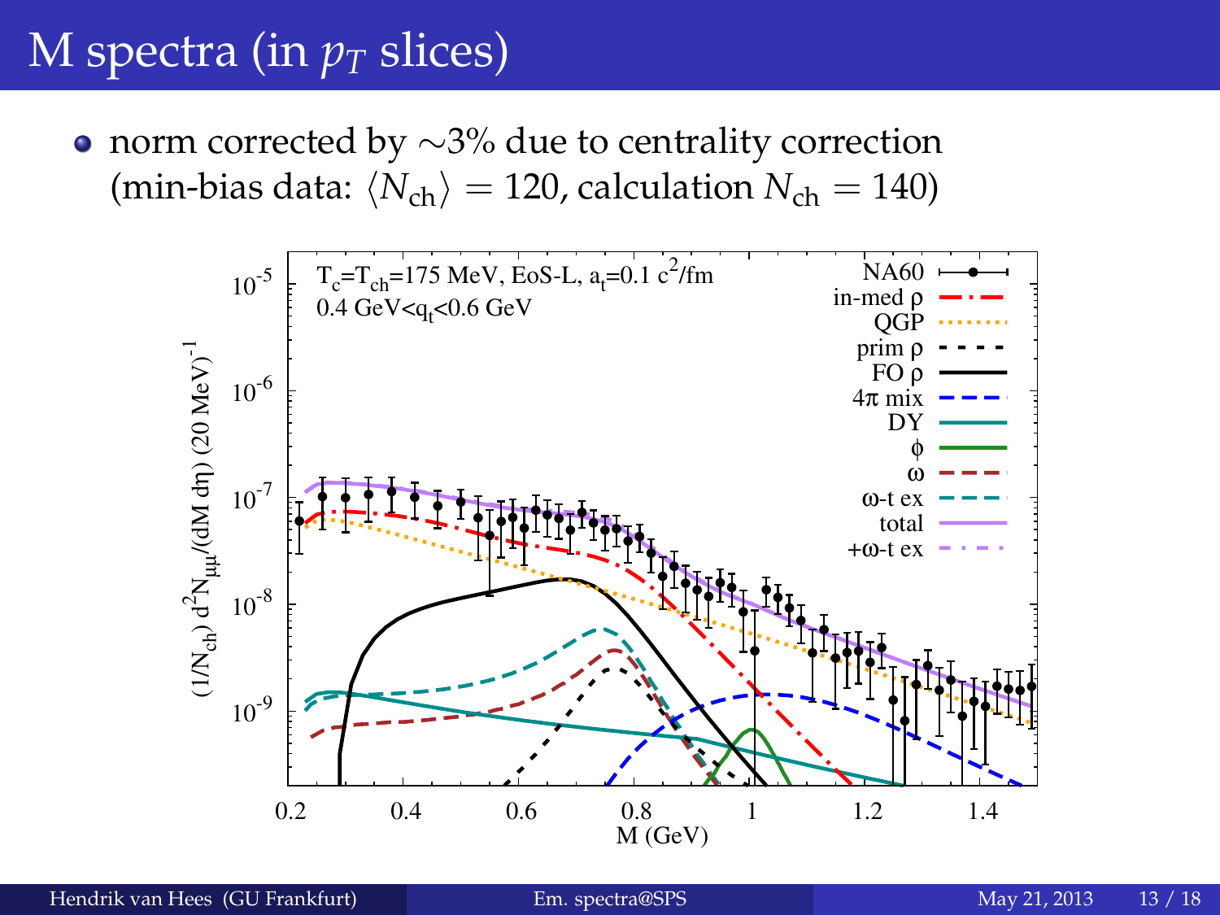# M spectra (in $p_T$ slices)

- norm corrected by $\sim$3% due to centrality correction (min-bias data: $\langle N_{\text{ch}} \rangle = 120$, calculation $N_{\text{ch}} = 140$)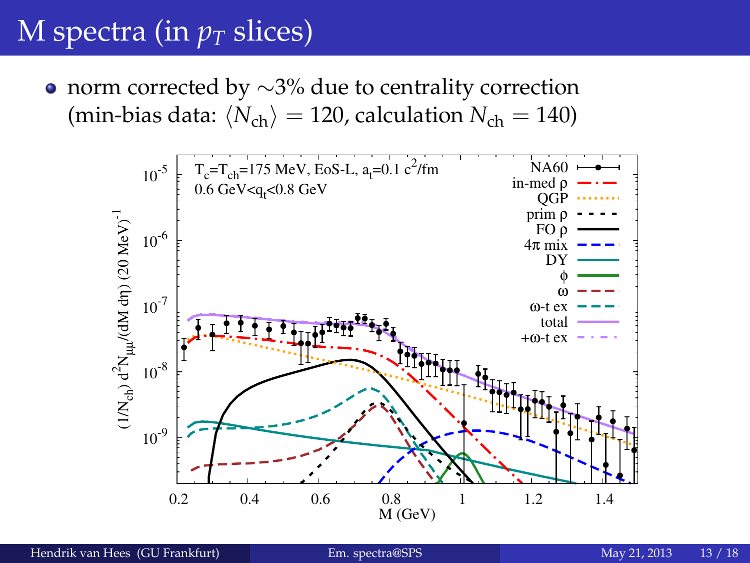# M spectra (in $p_T$ slices)

- norm corrected by $\sim$3% due to centrality correction (min-bias data: $\langle N_{\text{ch}} \rangle = 120$, calculation $N_{\text{ch}} = 140$)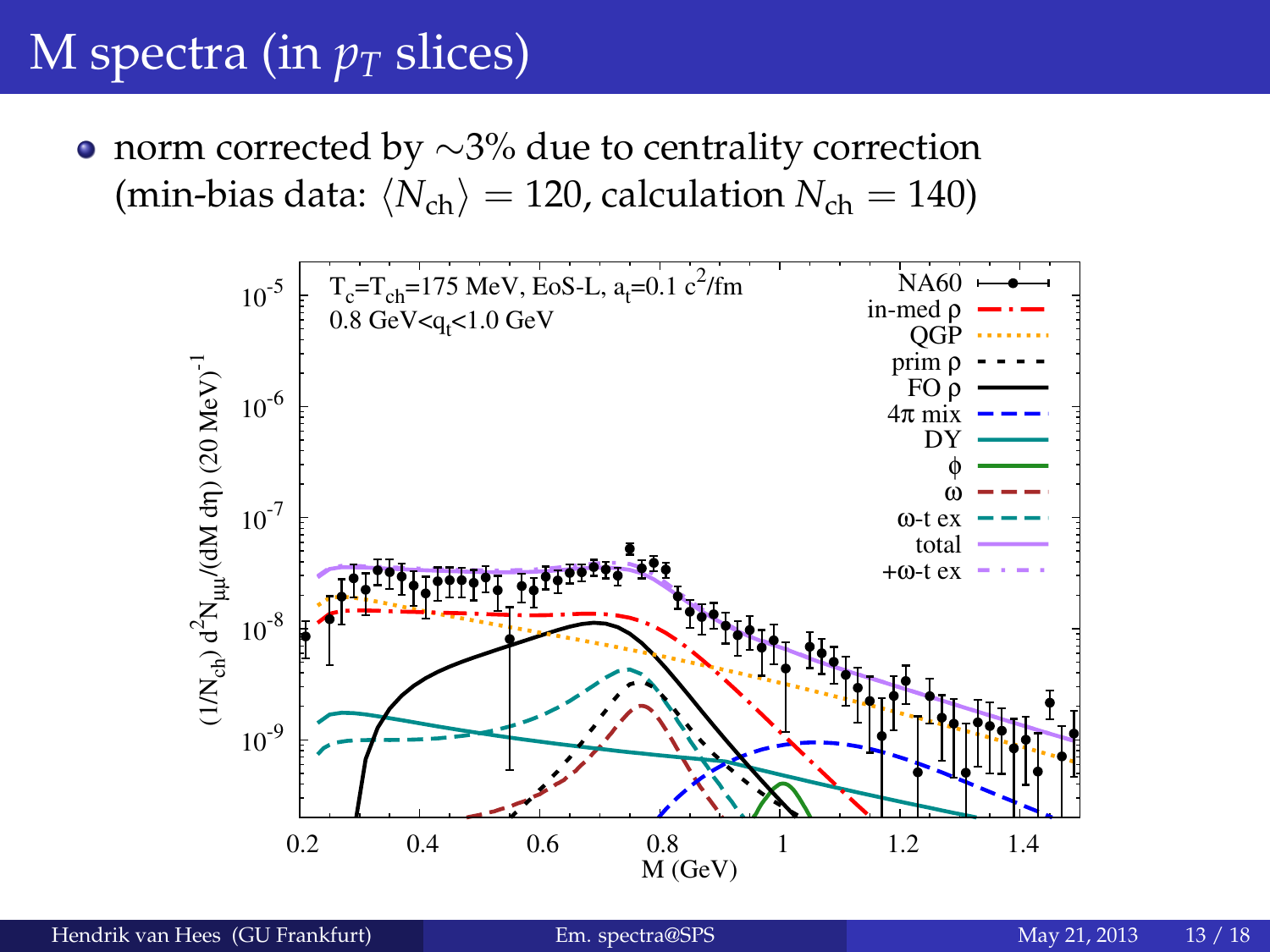# M spectra (in $p_T$ slices)

- norm corrected by $\sim$3% due to centrality correction (min-bias data: $\langle N_{\text{ch}} \rangle = 120$, calculation $N_{\text{ch}} = 140$)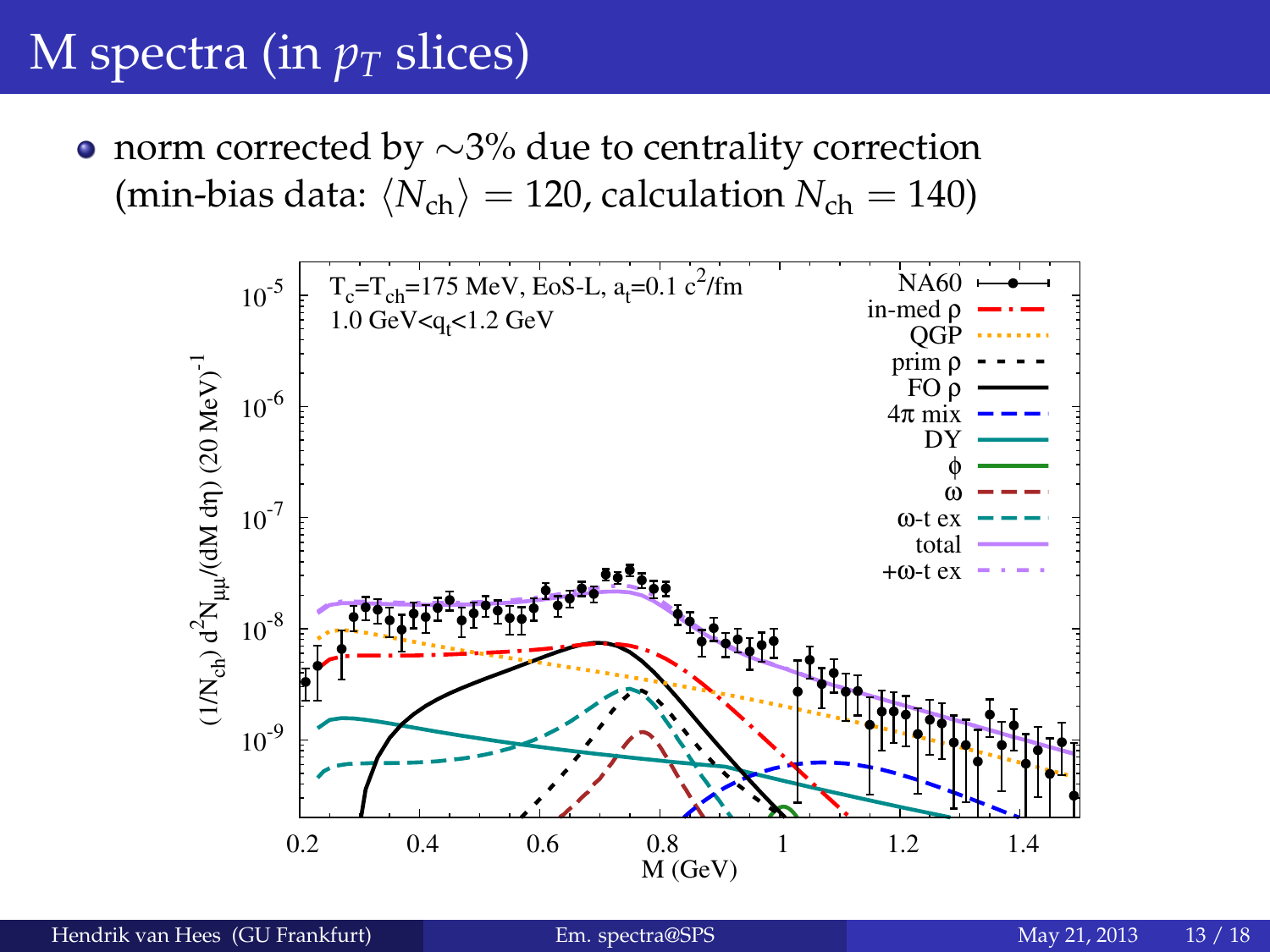# M spectra (in $p_T$ slices)

- norm corrected by $\sim$3% due to centrality correction (min-bias data: $\langle N_{\text{ch}} \rangle = 120$, calculation $N_{\text{ch}} = 140$)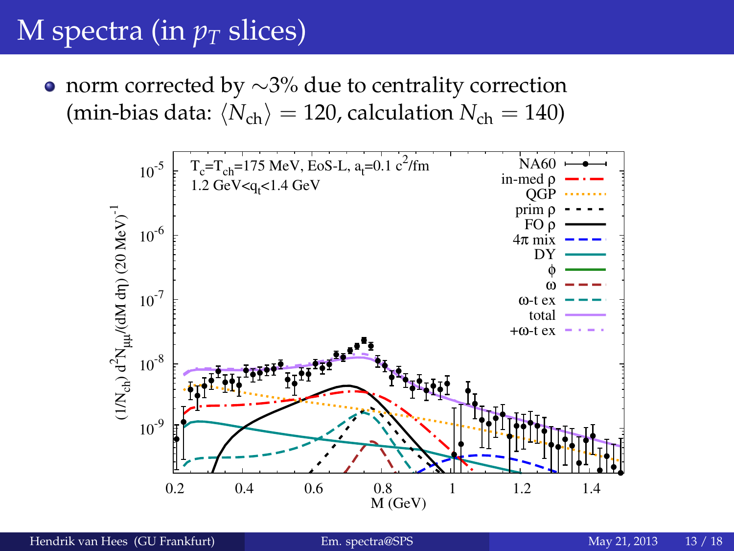# M spectra (in $p_T$ slices)

- norm corrected by ∼3% due to centrality correction (min-bias data: $\langle N_{\mathrm{ch}} \rangle = 120$, calculation $N_{\mathrm{ch}} = 140$)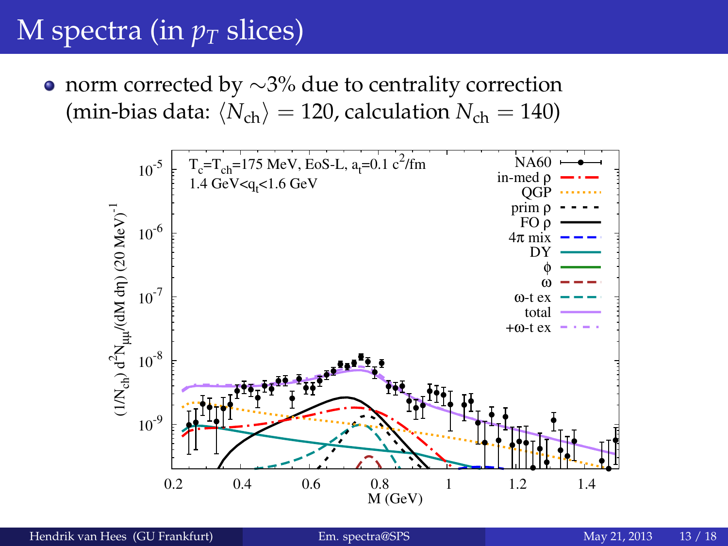# M spectra (in $p_T$ slices)

- norm corrected by $\sim$3% due to centrality correction (min-bias data: $\langle N_{\text{ch}} \rangle = 120$, calculation $N_{\text{ch}} = 140$)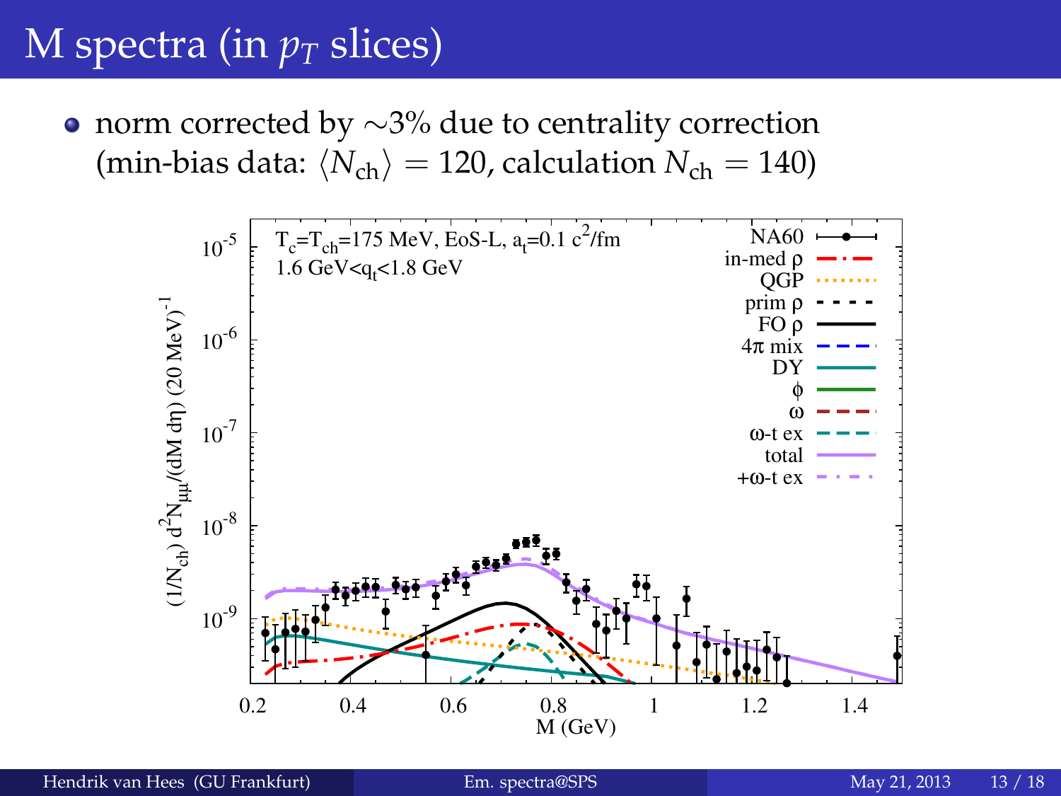# M spectra (in $p_T$ slices)

- norm corrected by $\sim$3% due to centrality correction (min-bias data: $\langle N_{\mathrm{ch}} \rangle = 120$, calculation $N_{\mathrm{ch}} = 140$)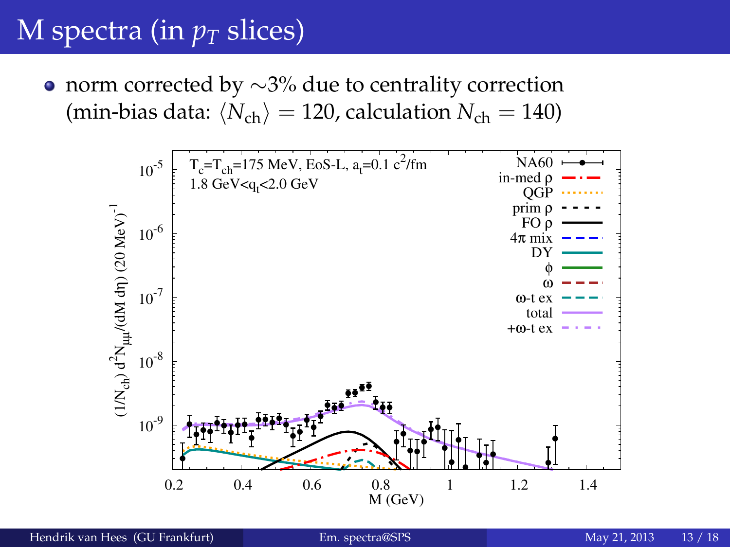# M spectra (in $p_T$ slices)

- norm corrected by $\sim$3% due to centrality correction (min-bias data: $\langle N_{\rm ch} \rangle = 120$, calculation $N_{\rm ch} = 140$)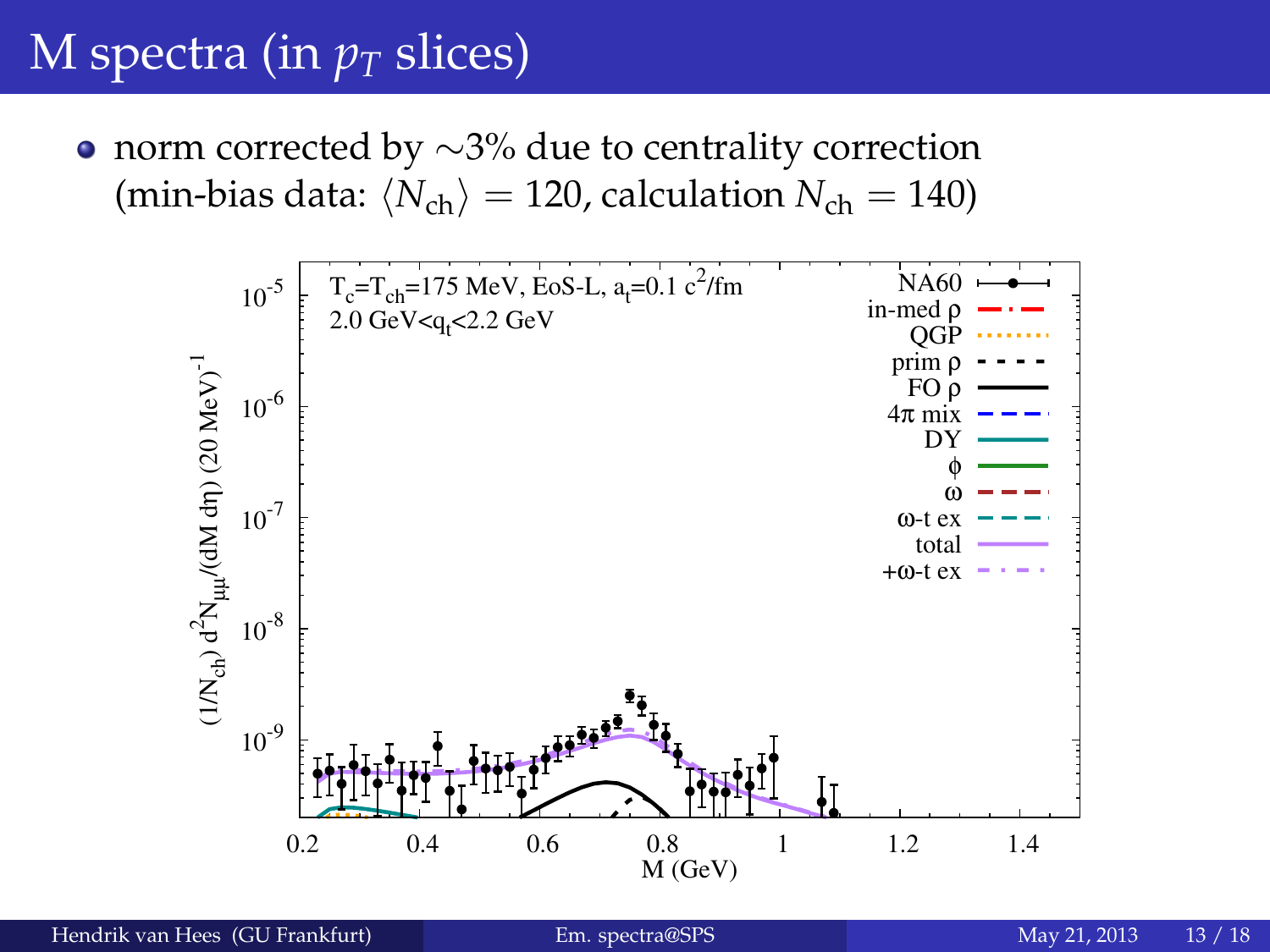# M spectra (in $p_T$ slices)

- norm corrected by $\sim$3% due to centrality correction (min-bias data: $\langle N_{\text{ch}} \rangle = 120$, calculation $N_{\text{ch}} = 140$)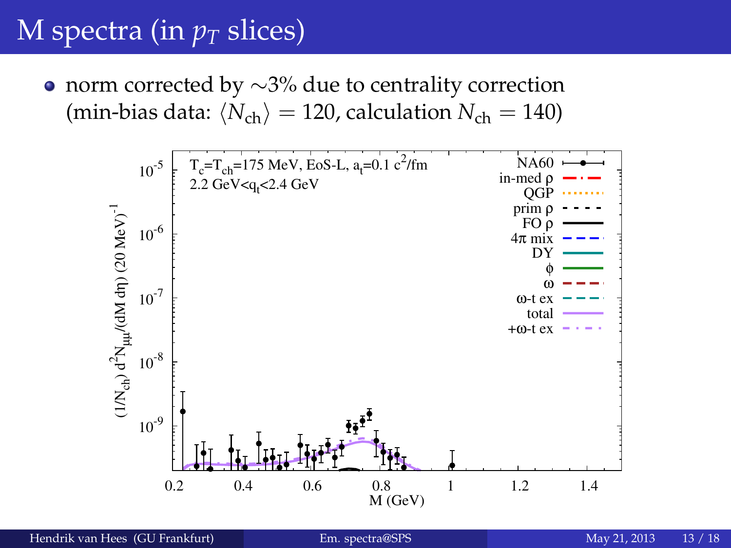# M spectra (in $p_T$ slices)

- norm corrected by $\sim$3% due to centrality correction (min-bias data: $\langle N_{\text{ch}} \rangle = 120$, calculation $N_{\text{ch}} = 140$)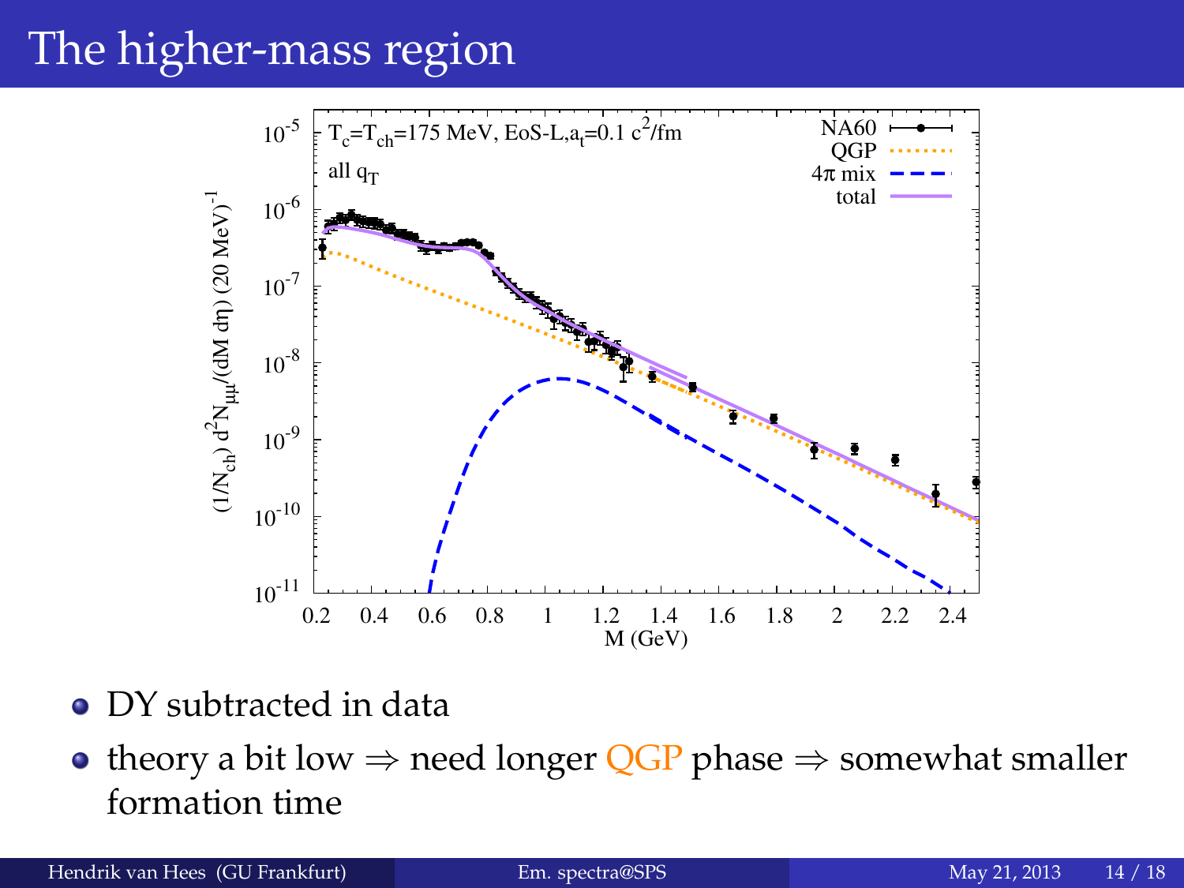# The higher-mass region

- DY subtracted in data
- theory a bit low ⇒ need longer QGP phase ⇒ somewhat smaller formation time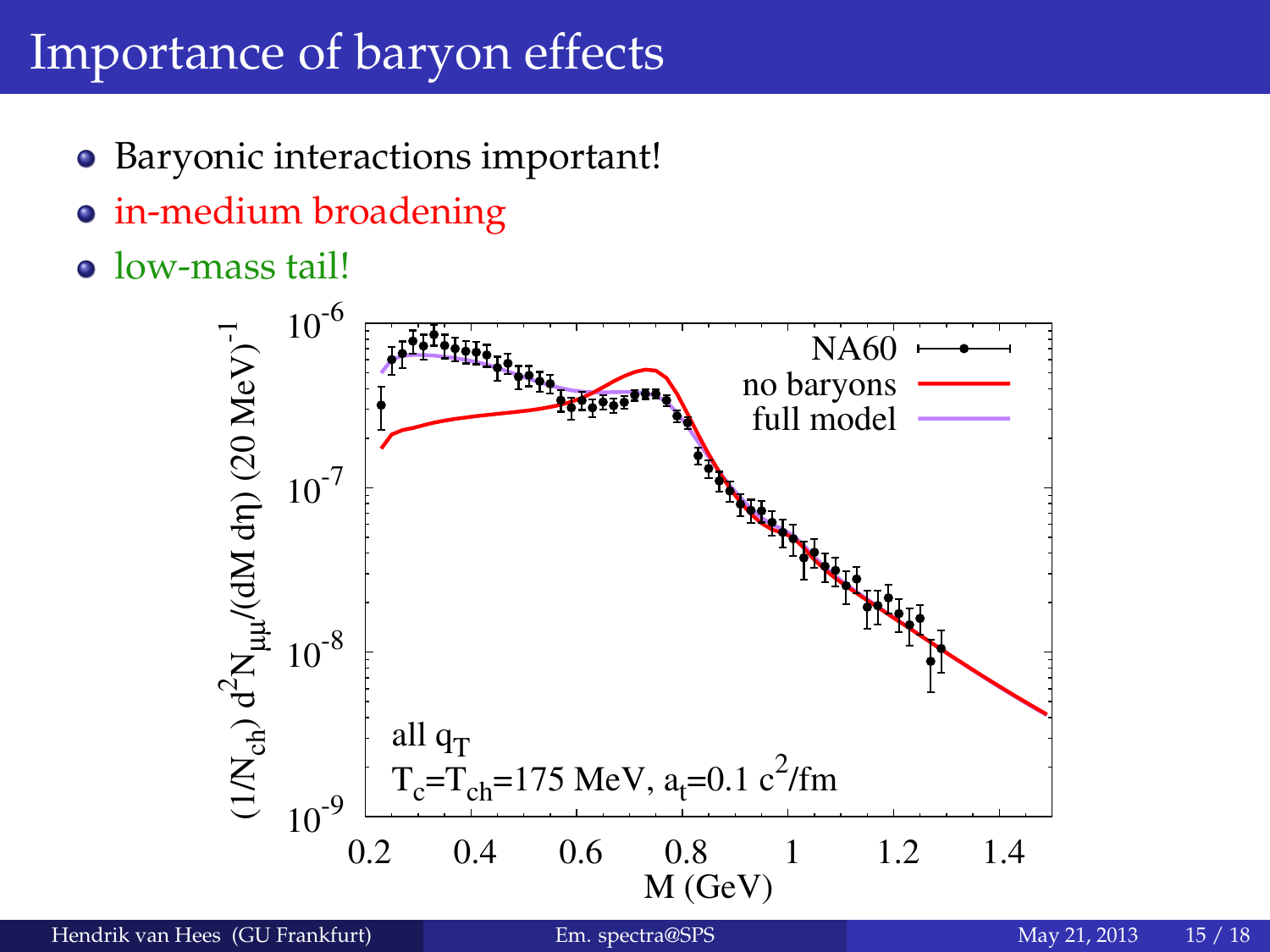# Importance of baryon effects

- Baryonic interactions important!
- in-medium broadening
- low-mass tail!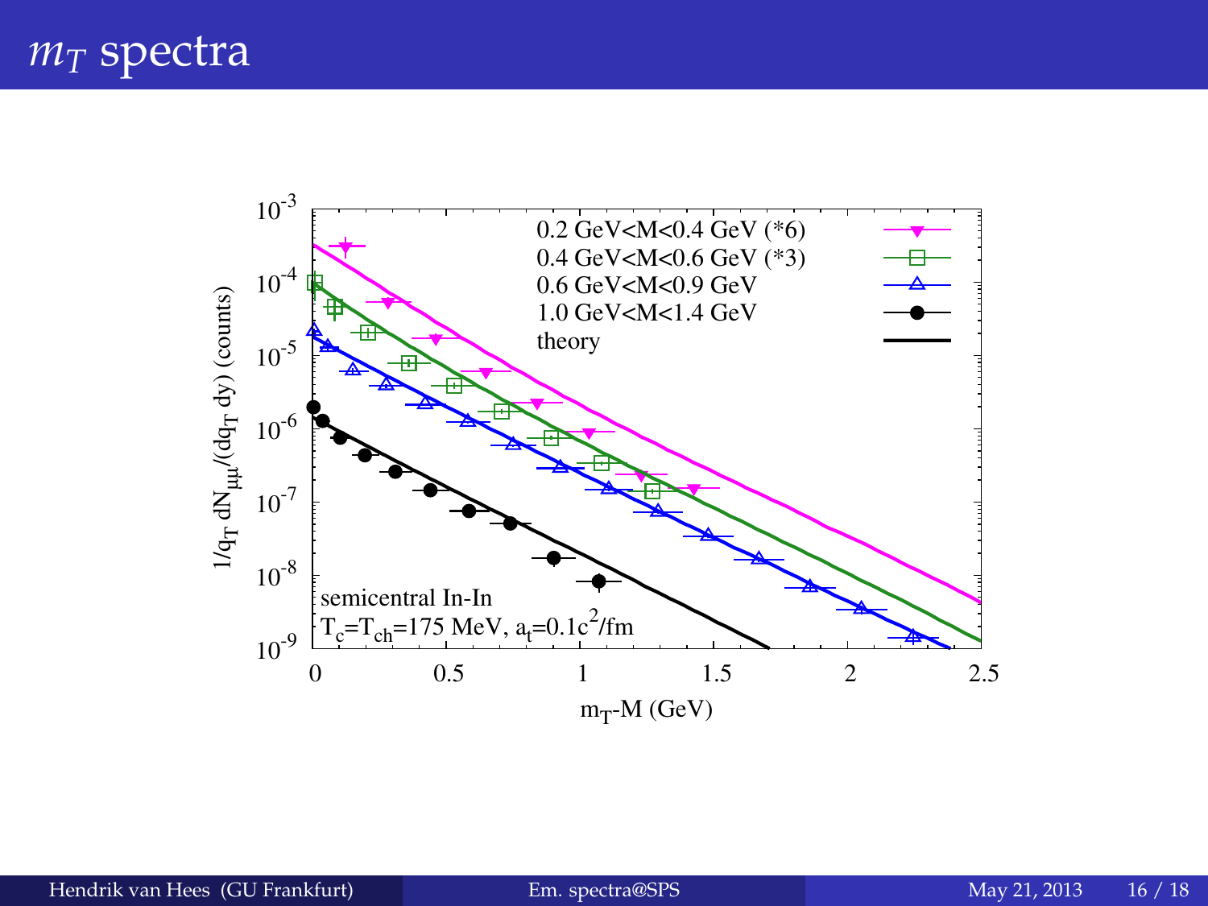# $m_T$ spectra

$10^{-3}$

$10^{-4}$

$10^{-5}$

$10^{-6}$

$10^{-7}$

$10^{-8}$

$10^{-9}$

$1/q_T\, dN_{\mu\mu}/(dq_T\, dy)$ (counts)

0 0.5 1 1.5 2 2.5

$m_T$-M (GeV)

0.2 GeV<M<0.4 GeV (*6)

0.4 GeV<M<0.6 GeV (*3)

0.6 GeV<M<0.9 GeV

1.0 GeV<M<1.4 GeV

theory

semicentral In-In

$T_c=T_{ch}$=175 MeV, $a_t=0.1c^2$/fm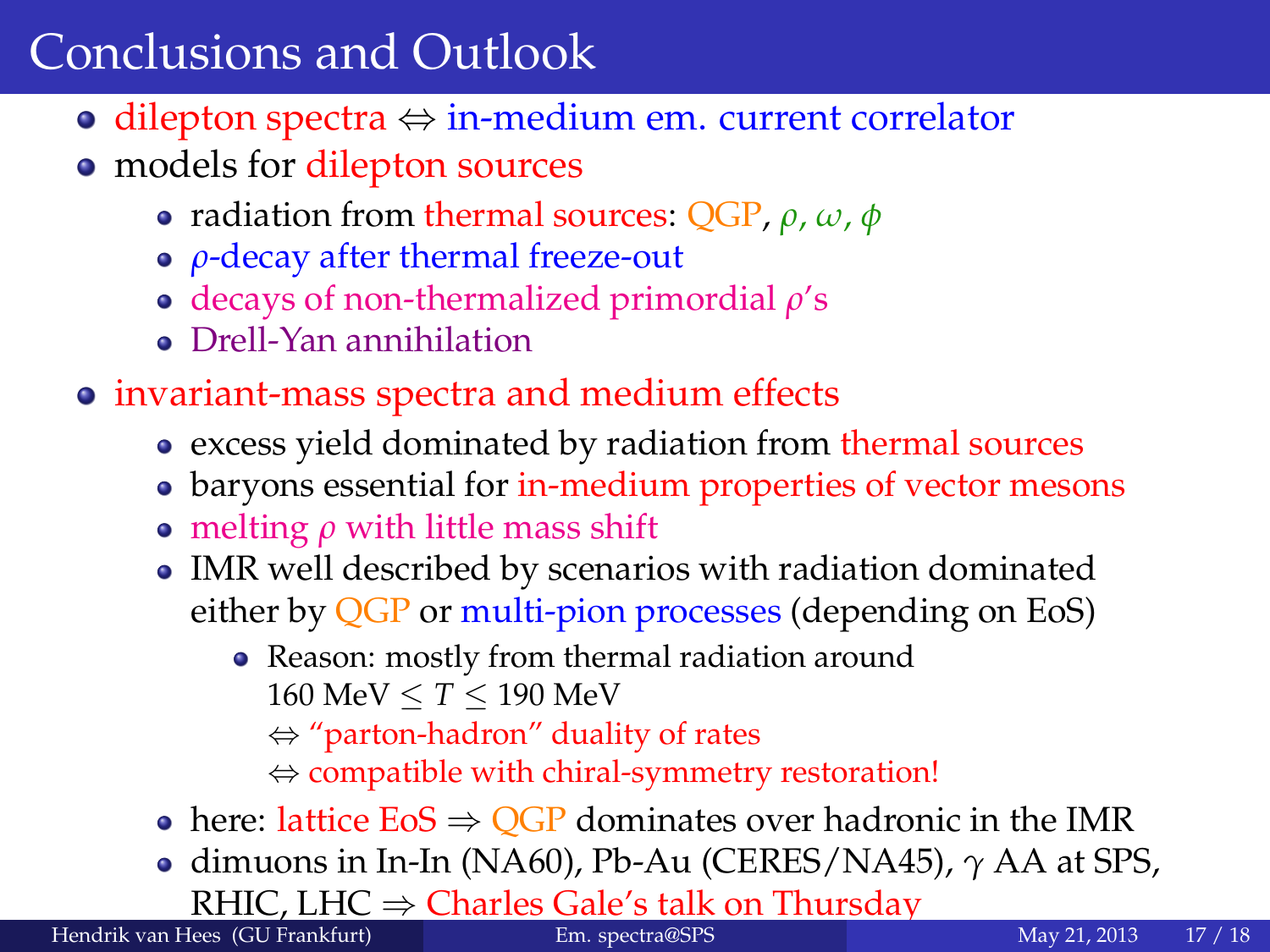# Conclusions and Outlook

- dilepton spectra $\Leftrightarrow$ in-medium em. current correlator
- models for dilepton sources
  - radiation from thermal sources: QGP, $\rho$, $\omega$, $\phi$
  - $\rho$-decay after thermal freeze-out
  - decays of non-thermalized primordial $\rho$'s
  - Drell-Yan annihilation
- invariant-mass spectra and medium effects
  - excess yield dominated by radiation from thermal sources
  - baryons essential for in-medium properties of vector mesons
  - melting $\rho$ with little mass shift
  - IMR well described by scenarios with radiation dominated either by QGP or multi-pion processes (depending on EoS)
    - Reason: mostly from thermal radiation around $160\ \text{MeV} \leq T \leq 190\ \text{MeV}$
      $\Leftrightarrow$ "parton-hadron" duality of rates
      $\Leftrightarrow$ compatible with chiral-symmetry restoration!
  - here: lattice EoS $\Rightarrow$ QGP dominates over hadronic in the IMR
  - dimuons in In-In (NA60), Pb-Au (CERES/NA45), $\gamma$ AA at SPS, RHIC, LHC $\Rightarrow$ Charles Gale's talk on Thursday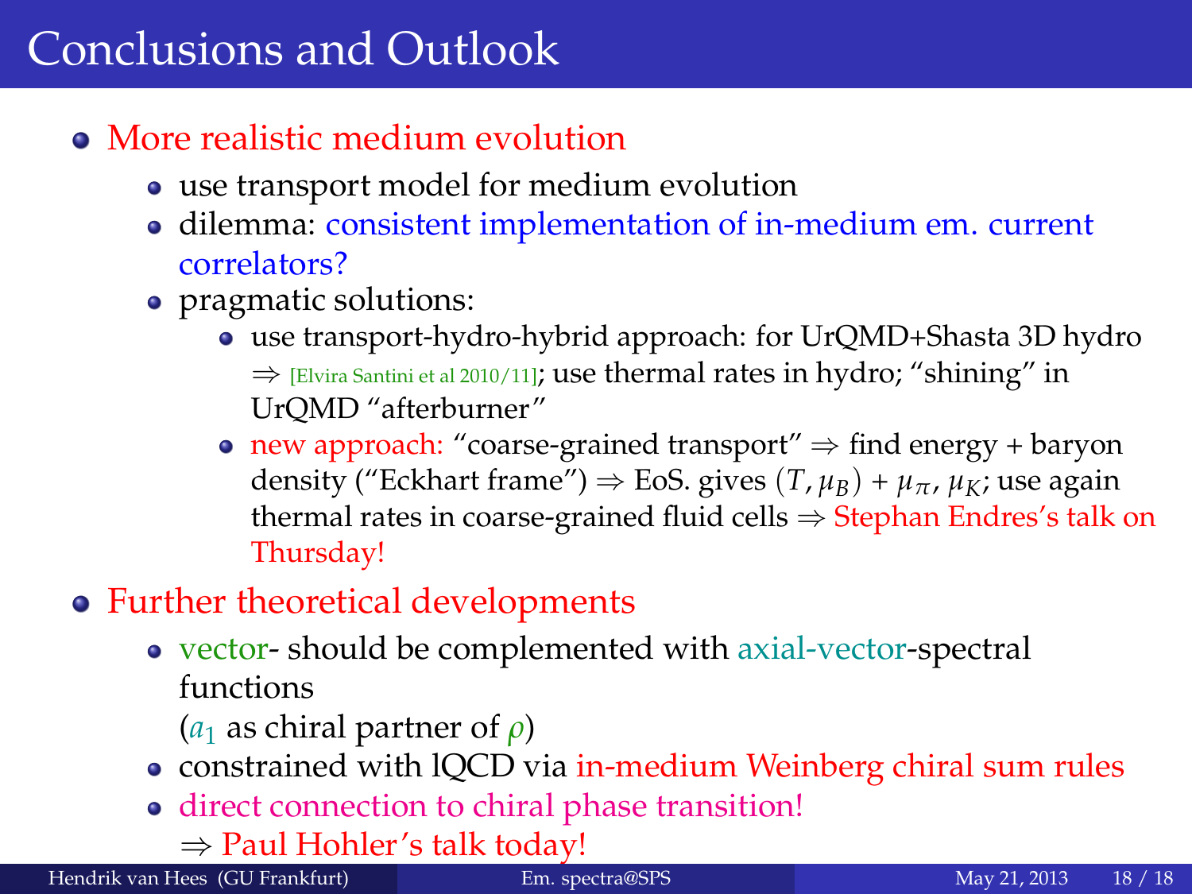# Conclusions and Outlook

- More realistic medium evolution
  - use transport model for medium evolution
  - dilemma: consistent implementation of in-medium em. current correlators?
  - pragmatic solutions:
    - use transport-hydro-hybrid approach: for UrQMD+Shasta 3D hydro $\Rightarrow$ [Elvira Santini et al 2010/11]; use thermal rates in hydro; "shining" in UrQMD "afterburner"
    - new approach: "coarse-grained transport" $\Rightarrow$ find energy + baryon density ("Eckhart frame") $\Rightarrow$ EoS. gives $(T, \mu_B)$ + $\mu_\pi$, $\mu_K$; use again thermal rates in coarse-grained fluid cells $\Rightarrow$ Stephan Endres's talk on Thursday!
- Further theoretical developments
  - vector- should be complemented with axial-vector-spectral functions ($a_1$ as chiral partner of $\rho$)
  - constrained with lQCD via in-medium Weinberg chiral sum rules
  - direct connection to chiral phase transition! $\Rightarrow$ Paul Hohler's talk today!